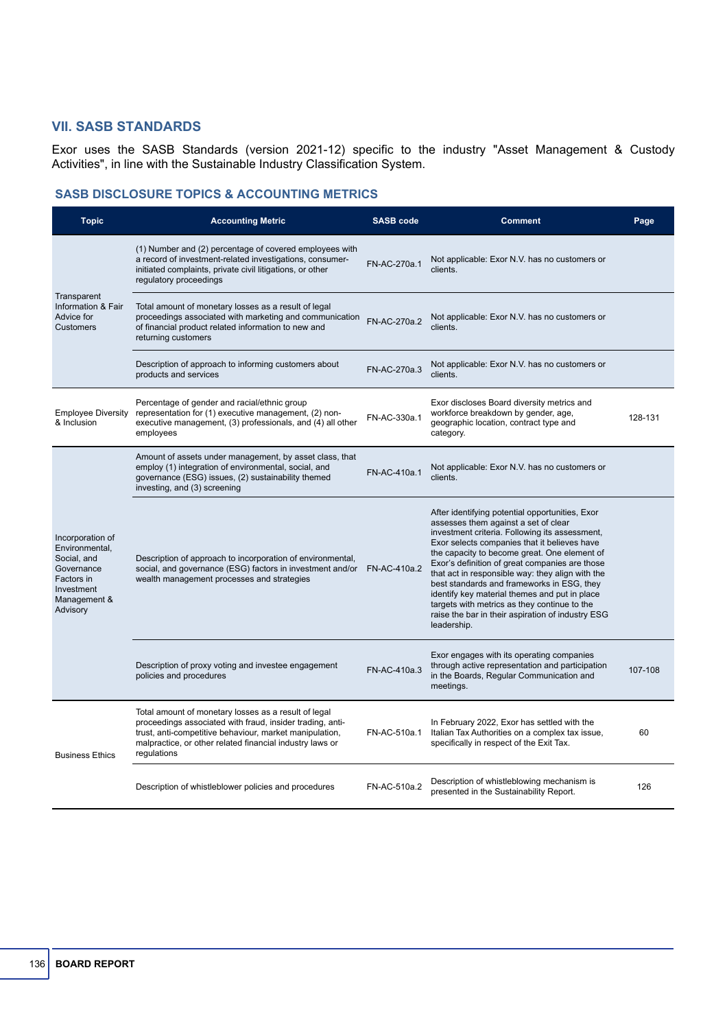## VII. SASB STANDARDS

Exor uses the SASB Standards (version 2021-12) specific to the industry "Asset Management & Custody Activities", in line with the Sustainable Industry Classification System.

### SASB DISCLOSURE TOPICS & ACCOUNTING METRICS

| Topic | Accounting Metric | SASB code | Comment | Page |
|---|---|---|---|---|
| Transparent Information & Fair Advice for Customers | (1) Number and (2) percentage of covered employees with a record of investment-related investigations, consumer-initiated complaints, private civil litigations, or other regulatory proceedings | FN-AC-270a.1 | Not applicable: Exor N.V. has no customers or clients. | |
| | Total amount of monetary losses as a result of legal proceedings associated with marketing and communication of financial product related information to new and returning customers | FN-AC-270a.2 | Not applicable: Exor N.V. has no customers or clients. | |
| | Description of approach to informing customers about products and services | FN-AC-270a.3 | Not applicable: Exor N.V. has no customers or clients. | |
| Employee Diversity & Inclusion | Percentage of gender and racial/ethnic group representation for (1) executive management, (2) non-executive management, (3) professionals, and (4) all other employees | FN-AC-330a.1 | Exor discloses Board diversity metrics and workforce breakdown by gender, age, geographic location, contract type and category. | 128-131 |
| Incorporation of Environmental, Social, and Governance Factors in Investment Management & Advisory | Amount of assets under management, by asset class, that employ (1) integration of environmental, social, and governance (ESG) issues, (2) sustainability themed investing, and (3) screening | FN-AC-410a.1 | Not applicable: Exor N.V. has no customers or clients. | |
| | Description of approach to incorporation of environmental, social, and governance (ESG) factors in investment and/or wealth management processes and strategies | FN-AC-410a.2 | After identifying potential opportunities, Exor assesses them against a set of clear investment criteria. Following its assessment, Exor selects companies that it believes have the capacity to become great. One element of Exor's definition of great companies are those that act in responsible way: they align with the best standards and frameworks in ESG, they identify key material themes and put in place targets with metrics as they continue to the raise the bar in their aspiration of industry ESG leadership. | |
| | Description of proxy voting and investee engagement policies and procedures | FN-AC-410a.3 | Exor engages with its operating companies through active representation and participation in the Boards, Regular Communication and meetings. | 107-108 |
| Business Ethics | Total amount of monetary losses as a result of legal proceedings associated with fraud, insider trading, anti-trust, anti-competitive behaviour, market manipulation, malpractice, or other related financial industry laws or regulations | FN-AC-510a.1 | In February 2022, Exor has settled with the Italian Tax Authorities on a complex tax issue, specifically in respect of the Exit Tax. | 60 |
| | Description of whistleblower policies and procedures | FN-AC-510a.2 | Description of whistleblowing mechanism is presented in the Sustainability Report. | 126 |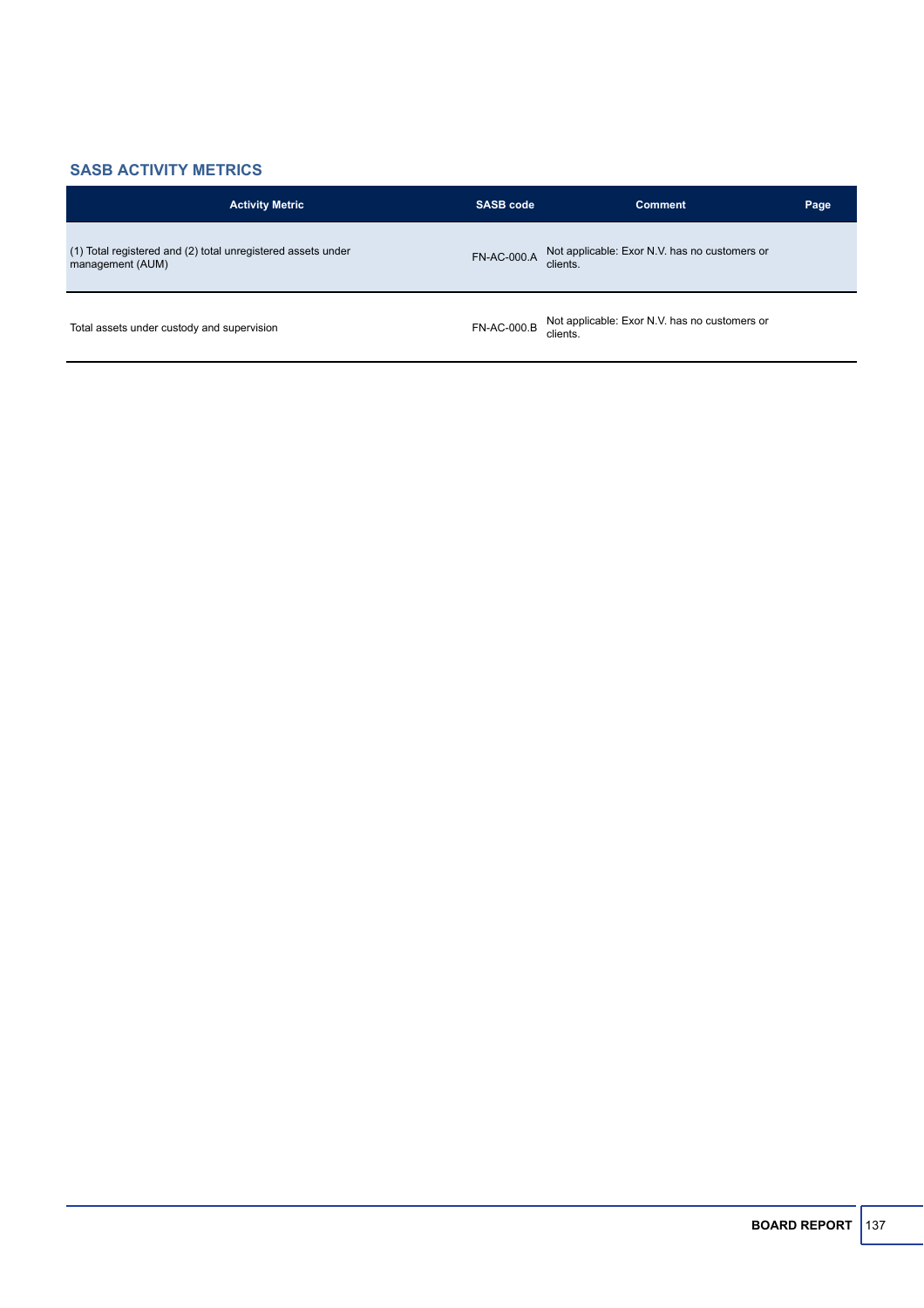## SASB ACTIVITY METRICS

| Activity Metric | SASB code | Comment | Page |
|---|---|---|---|
| (1) Total registered and (2) total unregistered assets under management (AUM) | FN-AC-000.A | Not applicable: Exor N.V. has no customers or clients. | |
| Total assets under custody and supervision | FN-AC-000.B | Not applicable: Exor N.V. has no customers or clients. | |